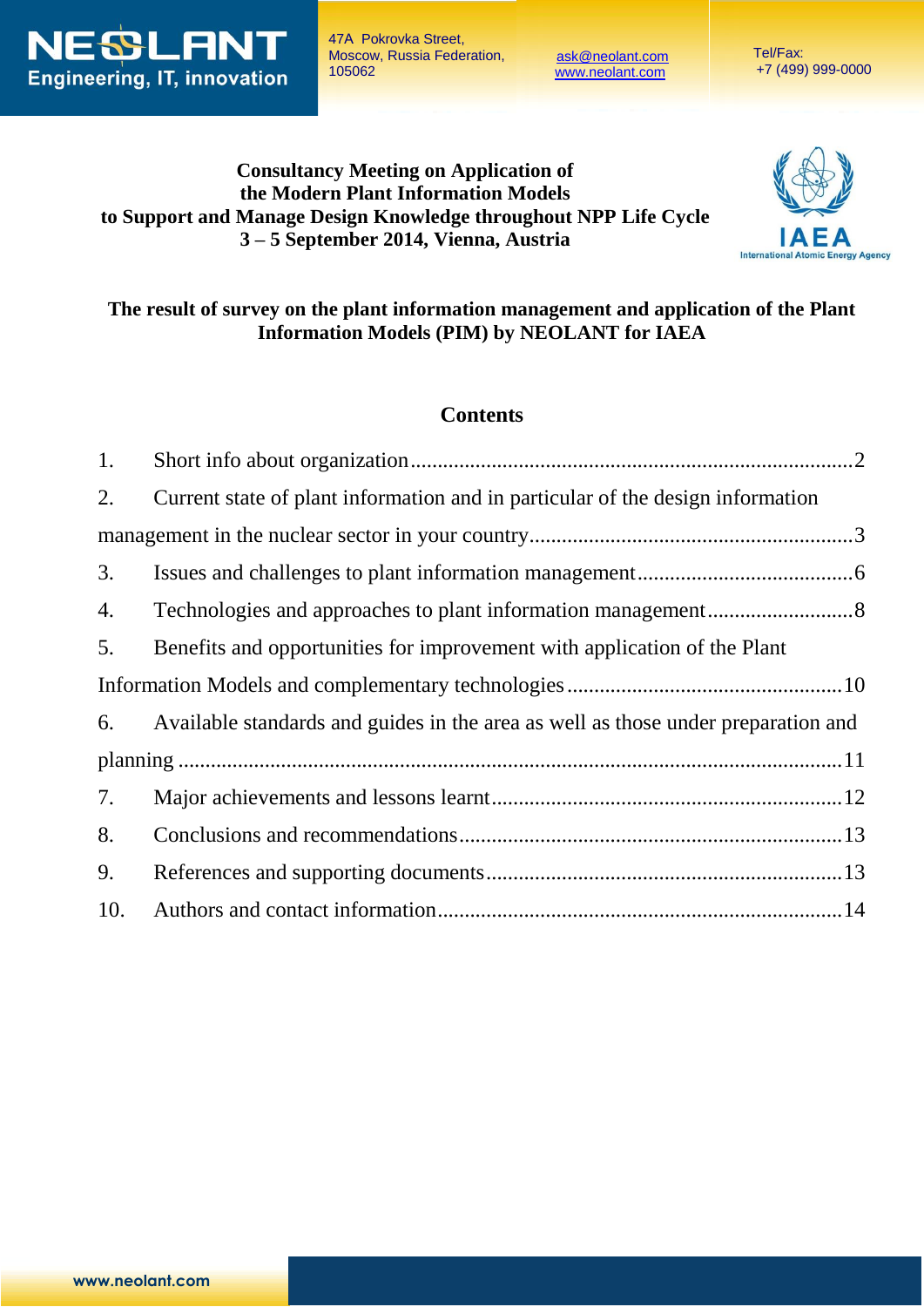NEOLANT
Engineering, IT, innovation

47A Pokrovka Street,
Moscow, Russia Federation,
105062

ask@neolant.com
www.neolant.com

Tel/Fax:
+7 (499) 999-0000

**Consultancy Meeting on Application of**
**the Modern Plant Information Models**
**to Support and Manage Design Knowledge throughout NPP Life Cycle**
**3 – 5 September 2014, Vienna, Austria**

IAEA
International Atomic Energy Agency

# The result of survey on the plant information management and application of the Plant Information Models (PIM) by NEOLANT for IAEA

## Contents

1. Short info about organization ..... 2
2. Current state of plant information and in particular of the design information management in the nuclear sector in your country ..... 3
3. Issues and challenges to plant information management ..... 6
4. Technologies and approaches to plant information management ..... 8
5. Benefits and opportunities for improvement with application of the Plant Information Models and complementary technologies ..... 10
6. Available standards and guides in the area as well as those under preparation and planning ..... 11
7. Major achievements and lessons learnt ..... 12
8. Conclusions and recommendations ..... 13
9. References and supporting documents ..... 13
10. Authors and contact information ..... 14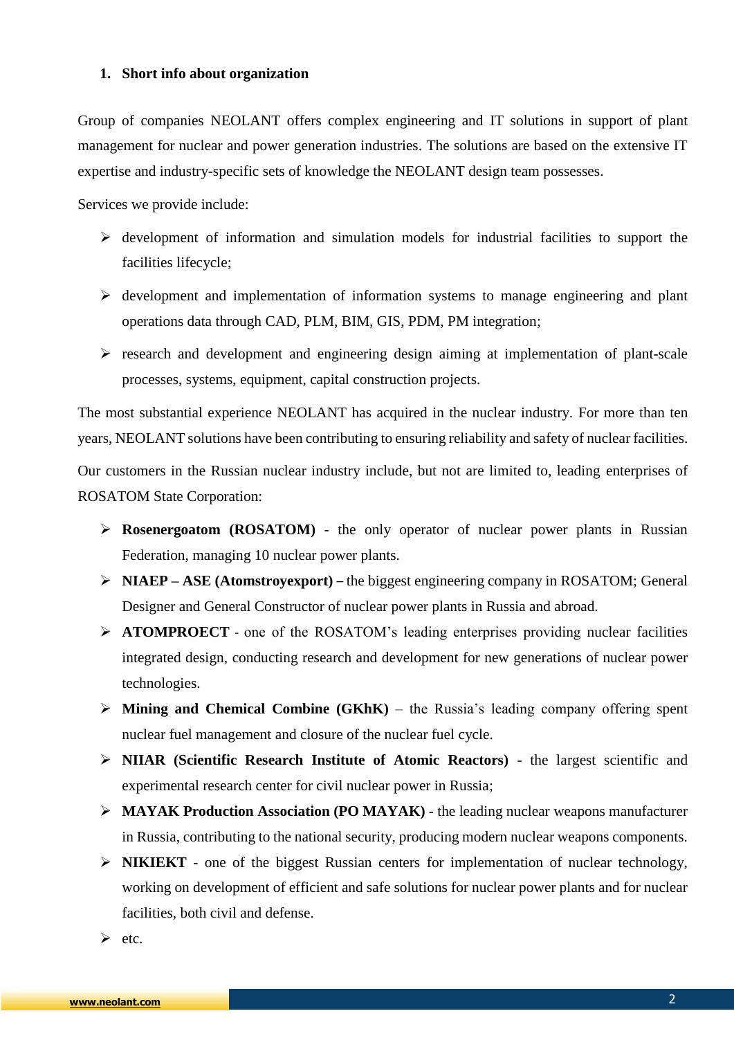## 1. Short info about organization

Group of companies NEOLANT offers complex engineering and IT solutions in support of plant management for nuclear and power generation industries. The solutions are based on the extensive IT expertise and industry-specific sets of knowledge the NEOLANT design team possesses.

Services we provide include:

- development of information and simulation models for industrial facilities to support the facilities lifecycle;
- development and implementation of information systems to manage engineering and plant operations data through CAD, PLM, BIM, GIS, PDM, PM integration;
- research and development and engineering design aiming at implementation of plant-scale processes, systems, equipment, capital construction projects.

The most substantial experience NEOLANT has acquired in the nuclear industry. For more than ten years, NEOLANT solutions have been contributing to ensuring reliability and safety of nuclear facilities.

Our customers in the Russian nuclear industry include, but not are limited to, leading enterprises of ROSATOM State Corporation:

- **Rosenergoatom (ROSATOM)** - the only operator of nuclear power plants in Russian Federation, managing 10 nuclear power plants.
- **NIAEP – ASE (Atomstroyexport) –** the biggest engineering company in ROSATOM; General Designer and General Constructor of nuclear power plants in Russia and abroad.
- **ATOMPROECT** - one of the ROSATOM's leading enterprises providing nuclear facilities integrated design, conducting research and development for new generations of nuclear power technologies.
- **Mining and Chemical Combine (GKhK)** – the Russia's leading company offering spent nuclear fuel management and closure of the nuclear fuel cycle.
- **NIIAR (Scientific Research Institute of Atomic Reactors)** - the largest scientific and experimental research center for civil nuclear power in Russia;
- **MAYAK Production Association (PO MAYAK)** - the leading nuclear weapons manufacturer in Russia, contributing to the national security, producing modern nuclear weapons components.
- **NIKIEKT** - one of the biggest Russian centers for implementation of nuclear technology, working on development of efficient and safe solutions for nuclear power plants and for nuclear facilities, both civil and defense.
- etc.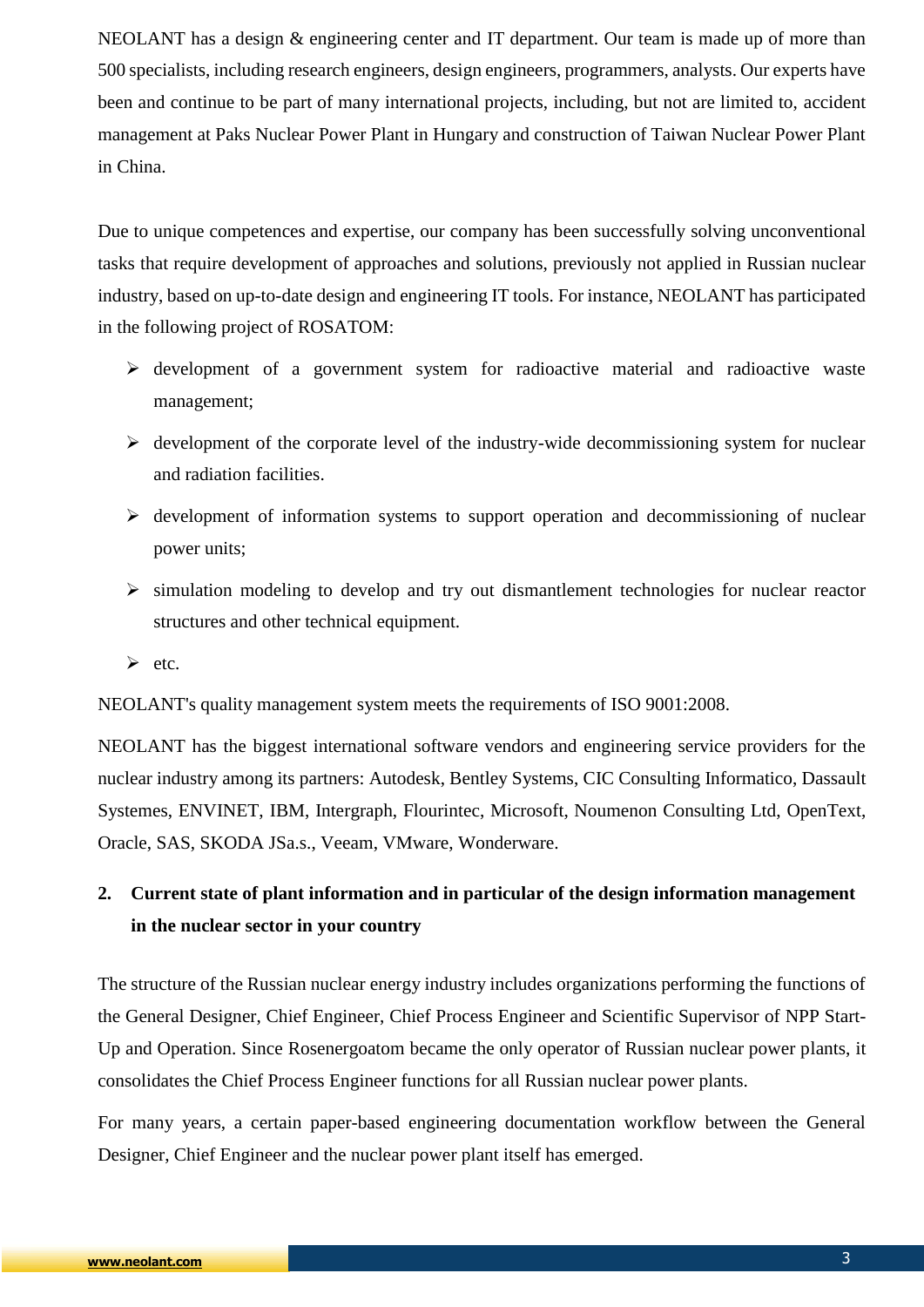NEOLANT has a design & engineering center and IT department. Our team is made up of more than 500 specialists, including research engineers, design engineers, programmers, analysts. Our experts have been and continue to be part of many international projects, including, but not are limited to, accident management at Paks Nuclear Power Plant in Hungary and construction of Taiwan Nuclear Power Plant in China.

Due to unique competences and expertise, our company has been successfully solving unconventional tasks that require development of approaches and solutions, previously not applied in Russian nuclear industry, based on up-to-date design and engineering IT tools. For instance, NEOLANT has participated in the following project of ROSATOM:

- development of a government system for radioactive material and radioactive waste management;
- development of the corporate level of the industry-wide decommissioning system for nuclear and radiation facilities.
- development of information systems to support operation and decommissioning of nuclear power units;
- simulation modeling to develop and try out dismantlement technologies for nuclear reactor structures and other technical equipment.
- etc.

NEOLANT's quality management system meets the requirements of ISO 9001:2008.

NEOLANT has the biggest international software vendors and engineering service providers for the nuclear industry among its partners: Autodesk, Bentley Systems, CIC Consulting Informatico, Dassault Systemes, ENVINET, IBM, Intergraph, Flourintec, Microsoft, Noumenon Consulting Ltd, OpenText, Oracle, SAS, SKODA JSa.s., Veeam, VMware, Wonderware.

## 2. Current state of plant information and in particular of the design information management in the nuclear sector in your country

The structure of the Russian nuclear energy industry includes organizations performing the functions of the General Designer, Chief Engineer, Chief Process Engineer and Scientific Supervisor of NPP Start-Up and Operation. Since Rosenergoatom became the only operator of Russian nuclear power plants, it consolidates the Chief Process Engineer functions for all Russian nuclear power plants.

For many years, a certain paper-based engineering documentation workflow between the General Designer, Chief Engineer and the nuclear power plant itself has emerged.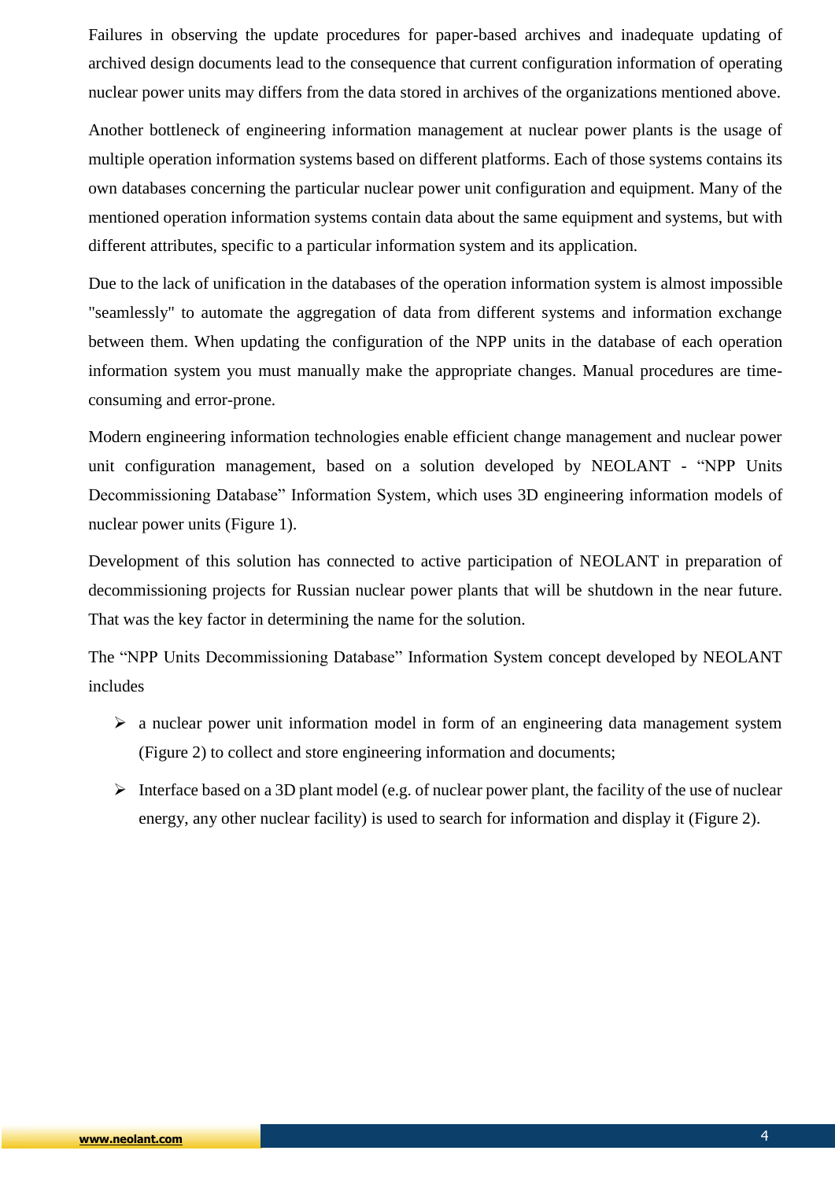Failures in observing the update procedures for paper-based archives and inadequate updating of archived design documents lead to the consequence that current configuration information of operating nuclear power units may differs from the data stored in archives of the organizations mentioned above.

Another bottleneck of engineering information management at nuclear power plants is the usage of multiple operation information systems based on different platforms. Each of those systems contains its own databases concerning the particular nuclear power unit configuration and equipment. Many of the mentioned operation information systems contain data about the same equipment and systems, but with different attributes, specific to a particular information system and its application.

Due to the lack of unification in the databases of the operation information system is almost impossible "seamlessly" to automate the aggregation of data from different systems and information exchange between them. When updating the configuration of the NPP units in the database of each operation information system you must manually make the appropriate changes. Manual procedures are time-consuming and error-prone.

Modern engineering information technologies enable efficient change management and nuclear power unit configuration management, based on a solution developed by NEOLANT - “NPP Units Decommissioning Database” Information System, which uses 3D engineering information models of nuclear power units (Figure 1).

Development of this solution has connected to active participation of NEOLANT in preparation of decommissioning projects for Russian nuclear power plants that will be shutdown in the near future. That was the key factor in determining the name for the solution.

The “NPP Units Decommissioning Database” Information System concept developed by NEOLANT includes

- a nuclear power unit information model in form of an engineering data management system (Figure 2) to collect and store engineering information and documents;
- Interface based on a 3D plant model (e.g. of nuclear power plant, the facility of the use of nuclear energy, any other nuclear facility) is used to search for information and display it (Figure 2).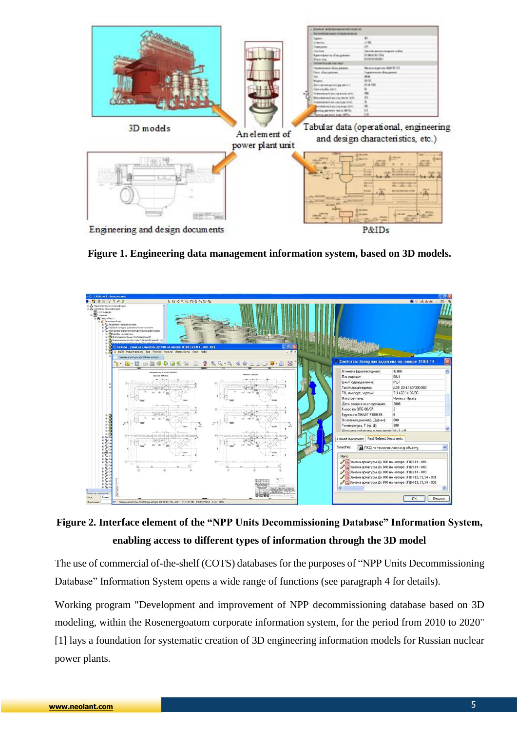**Figure 1. Engineering data management information system, based on 3D models.**

**Figure 2. Interface element of the “NPP Units Decommissioning Database” Information System, enabling access to different types of information through the 3D model**

The use of commercial of-the-shelf (COTS) databases for the purposes of “NPP Units Decommissioning Database” Information System opens a wide range of functions (see paragraph 4 for details).

Working program "Development and improvement of NPP decommissioning database based on 3D modeling, within the Rosenergoatom corporate information system, for the period from 2010 to 2020" [1] lays a foundation for systematic creation of 3D engineering information models for Russian nuclear power plants.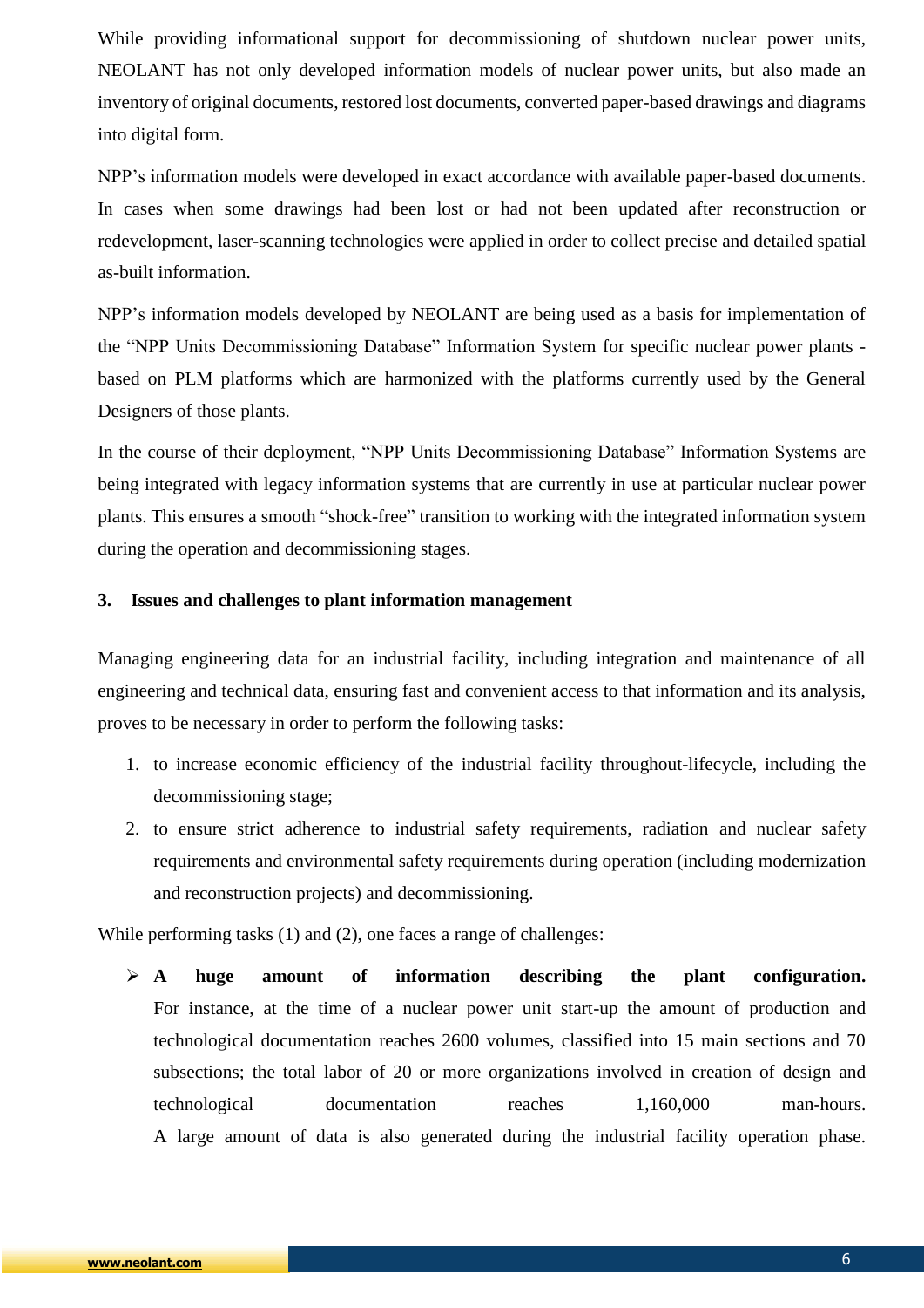While providing informational support for decommissioning of shutdown nuclear power units, NEOLANT has not only developed information models of nuclear power units, but also made an inventory of original documents, restored lost documents, converted paper-based drawings and diagrams into digital form.

NPP's information models were developed in exact accordance with available paper-based documents. In cases when some drawings had been lost or had not been updated after reconstruction or redevelopment, laser-scanning technologies were applied in order to collect precise and detailed spatial as-built information.

NPP's information models developed by NEOLANT are being used as a basis for implementation of the "NPP Units Decommissioning Database" Information System for specific nuclear power plants - based on PLM platforms which are harmonized with the platforms currently used by the General Designers of those plants.

In the course of their deployment, "NPP Units Decommissioning Database" Information Systems are being integrated with legacy information systems that are currently in use at particular nuclear power plants. This ensures a smooth "shock-free" transition to working with the integrated information system during the operation and decommissioning stages.

## 3. Issues and challenges to plant information management

Managing engineering data for an industrial facility, including integration and maintenance of all engineering and technical data, ensuring fast and convenient access to that information and its analysis, proves to be necessary in order to perform the following tasks:

1. to increase economic efficiency of the industrial facility throughout-lifecycle, including the decommissioning stage;
2. to ensure strict adherence to industrial safety requirements, radiation and nuclear safety requirements and environmental safety requirements during operation (including modernization and reconstruction projects) and decommissioning.

While performing tasks (1) and (2), one faces a range of challenges:

- **A huge amount of information describing the plant configuration.** For instance, at the time of a nuclear power unit start-up the amount of production and technological documentation reaches 2600 volumes, classified into 15 main sections and 70 subsections; the total labor of 20 or more organizations involved in creation of design and technological documentation reaches 1,160,000 man-hours. A large amount of data is also generated during the industrial facility operation phase.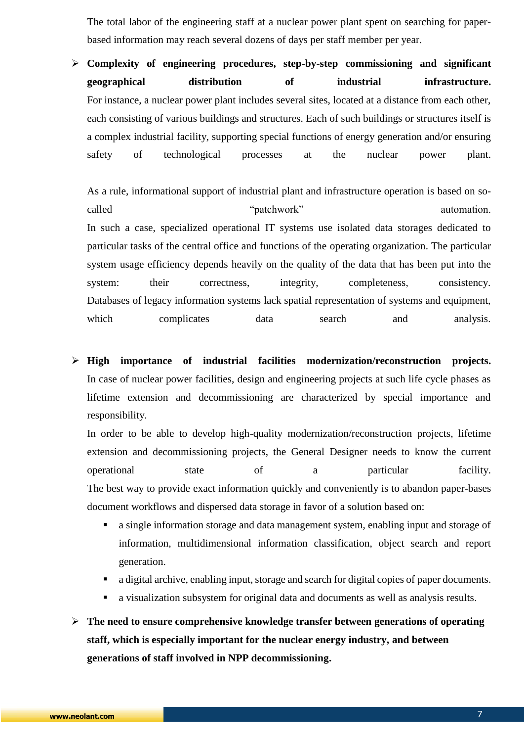The total labor of the engineering staff at a nuclear power plant spent on searching for paper-based information may reach several dozens of days per staff member per year.

- **Complexity of engineering procedures, step-by-step commissioning and significant geographical distribution of industrial infrastructure.** For instance, a nuclear power plant includes several sites, located at a distance from each other, each consisting of various buildings and structures. Each of such buildings or structures itself is a complex industrial facility, supporting special functions of energy generation and/or ensuring safety of technological processes at the nuclear power plant.

  As a rule, informational support of industrial plant and infrastructure operation is based on so-called "patchwork" automation. In such a case, specialized operational IT systems use isolated data storages dedicated to particular tasks of the central office and functions of the operating organization. The particular system usage efficiency depends heavily on the quality of the data that has been put into the system: their correctness, integrity, completeness, consistency. Databases of legacy information systems lack spatial representation of systems and equipment, which complicates data search and analysis.

- **High importance of industrial facilities modernization/reconstruction projects.** In case of nuclear power facilities, design and engineering projects at such life cycle phases as lifetime extension and decommissioning are characterized by special importance and responsibility.
  In order to be able to develop high-quality modernization/reconstruction projects, lifetime extension and decommissioning projects, the General Designer needs to know the current operational state of a particular facility. The best way to provide exact information quickly and conveniently is to abandon paper-bases document workflows and dispersed data storage in favor of a solution based on:
  - a single information storage and data management system, enabling input and storage of information, multidimensional information classification, object search and report generation.
  - a digital archive, enabling input, storage and search for digital copies of paper documents.
  - a visualization subsystem for original data and documents as well as analysis results.

- **The need to ensure comprehensive knowledge transfer between generations of operating staff, which is especially important for the nuclear energy industry, and between generations of staff involved in NPP decommissioning.**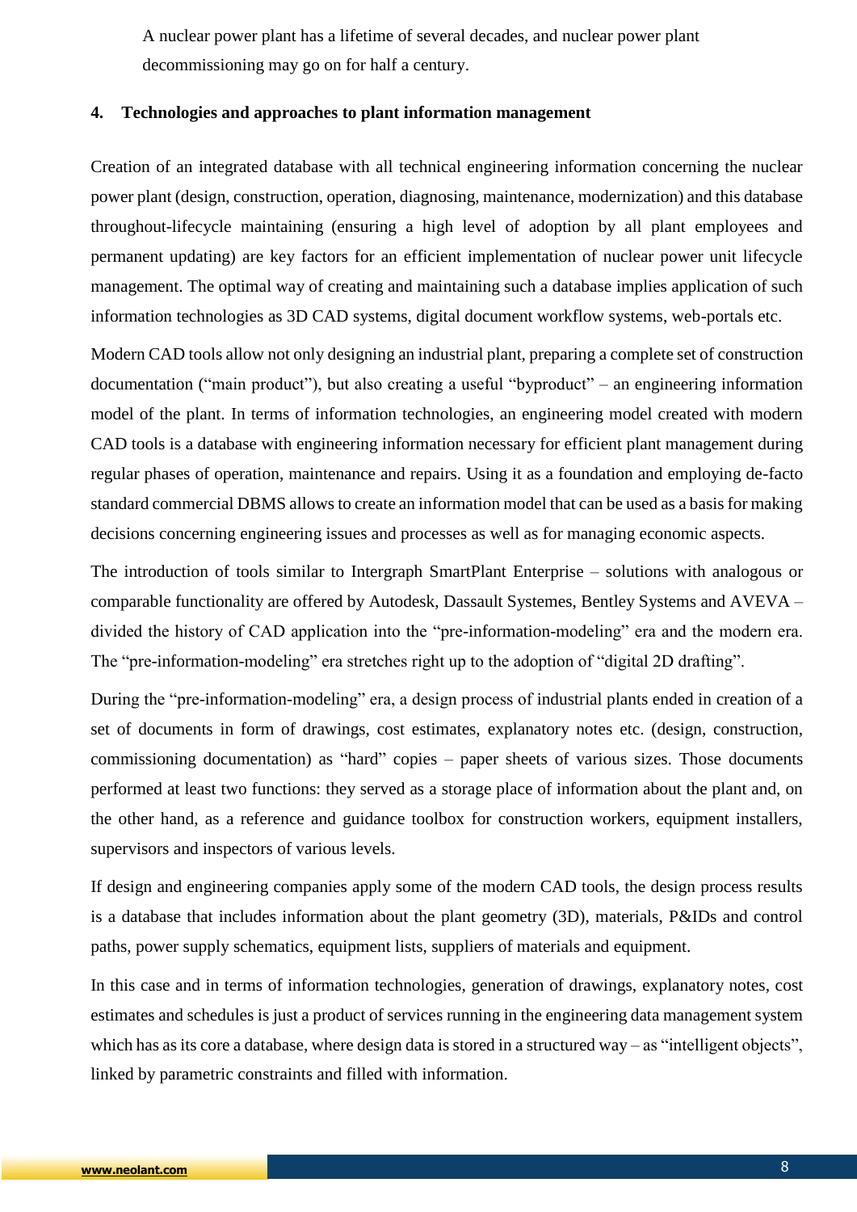A nuclear power plant has a lifetime of several decades, and nuclear power plant decommissioning may go on for half a century.

## 4. Technologies and approaches to plant information management

Creation of an integrated database with all technical engineering information concerning the nuclear power plant (design, construction, operation, diagnosing, maintenance, modernization) and this database throughout-lifecycle maintaining (ensuring a high level of adoption by all plant employees and permanent updating) are key factors for an efficient implementation of nuclear power unit lifecycle management. The optimal way of creating and maintaining such a database implies application of such information technologies as 3D CAD systems, digital document workflow systems, web-portals etc.

Modern CAD tools allow not only designing an industrial plant, preparing a complete set of construction documentation ("main product"), but also creating a useful "byproduct" – an engineering information model of the plant. In terms of information technologies, an engineering model created with modern CAD tools is a database with engineering information necessary for efficient plant management during regular phases of operation, maintenance and repairs. Using it as a foundation and employing de-facto standard commercial DBMS allows to create an information model that can be used as a basis for making decisions concerning engineering issues and processes as well as for managing economic aspects.

The introduction of tools similar to Intergraph SmartPlant Enterprise – solutions with analogous or comparable functionality are offered by Autodesk, Dassault Systemes, Bentley Systems and AVEVA – divided the history of CAD application into the "pre-information-modeling" era and the modern era. The "pre-information-modeling" era stretches right up to the adoption of "digital 2D drafting".

During the "pre-information-modeling" era, a design process of industrial plants ended in creation of a set of documents in form of drawings, cost estimates, explanatory notes etc. (design, construction, commissioning documentation) as "hard" copies – paper sheets of various sizes. Those documents performed at least two functions: they served as a storage place of information about the plant and, on the other hand, as a reference and guidance toolbox for construction workers, equipment installers, supervisors and inspectors of various levels.

If design and engineering companies apply some of the modern CAD tools, the design process results is a database that includes information about the plant geometry (3D), materials, P&IDs and control paths, power supply schematics, equipment lists, suppliers of materials and equipment.

In this case and in terms of information technologies, generation of drawings, explanatory notes, cost estimates and schedules is just a product of services running in the engineering data management system which has as its core a database, where design data is stored in a structured way – as "intelligent objects", linked by parametric constraints and filled with information.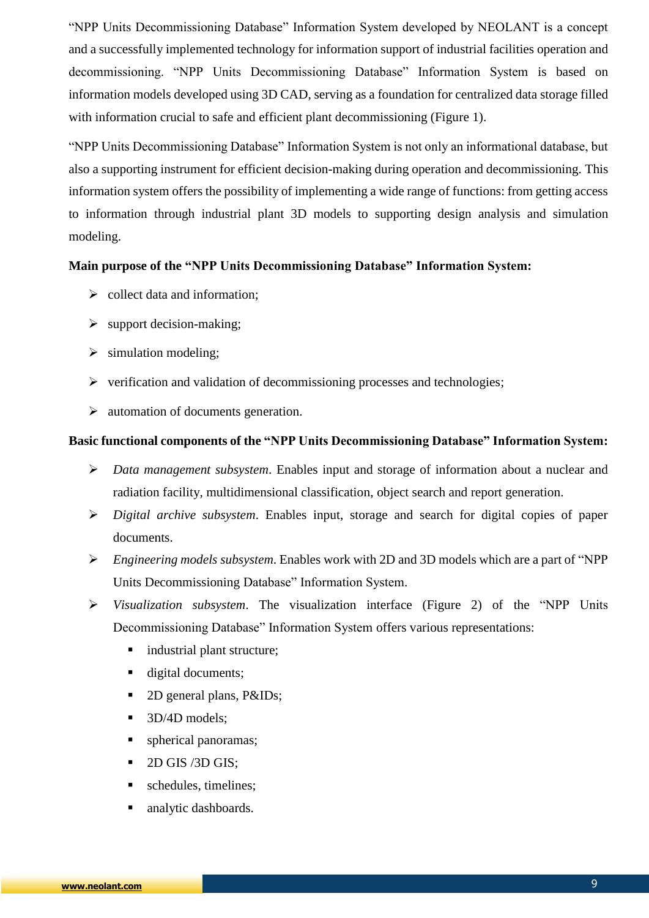"NPP Units Decommissioning Database" Information System developed by NEOLANT is a concept and a successfully implemented technology for information support of industrial facilities operation and decommissioning. "NPP Units Decommissioning Database" Information System is based on information models developed using 3D CAD, serving as a foundation for centralized data storage filled with information crucial to safe and efficient plant decommissioning (Figure 1).

"NPP Units Decommissioning Database" Information System is not only an informational database, but also a supporting instrument for efficient decision-making during operation and decommissioning. This information system offers the possibility of implementing a wide range of functions: from getting access to information through industrial plant 3D models to supporting design analysis and simulation modeling.

**Main purpose of the "NPP Units Decommissioning Database" Information System:**

- collect data and information;
- support decision-making;
- simulation modeling;
- verification and validation of decommissioning processes and technologies;
- automation of documents generation.

**Basic functional components of the "NPP Units Decommissioning Database" Information System:**

- *Data management subsystem*. Enables input and storage of information about a nuclear and radiation facility, multidimensional classification, object search and report generation.
- *Digital archive subsystem*. Enables input, storage and search for digital copies of paper documents.
- *Engineering models subsystem*. Enables work with 2D and 3D models which are a part of "NPP Units Decommissioning Database" Information System.
- *Visualization subsystem*. The visualization interface (Figure 2) of the "NPP Units Decommissioning Database" Information System offers various representations:
  - industrial plant structure;
  - digital documents;
  - 2D general plans, P&IDs;
  - 3D/4D models;
  - spherical panoramas;
  - 2D GIS /3D GIS;
  - schedules, timelines;
  - analytic dashboards.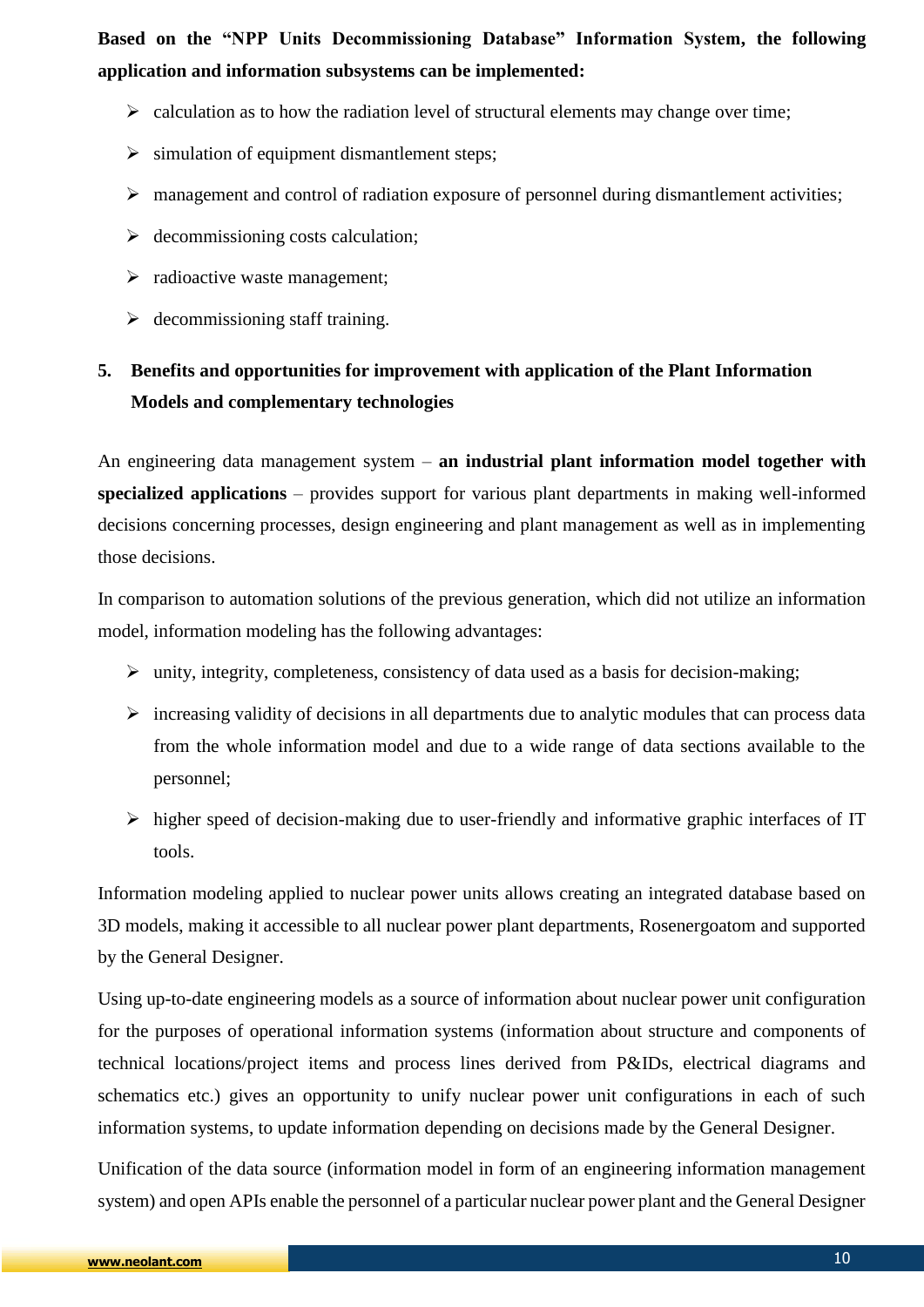**Based on the "NPP Units Decommissioning Database" Information System, the following application and information subsystems can be implemented:**

- calculation as to how the radiation level of structural elements may change over time;
- simulation of equipment dismantlement steps;
- management and control of radiation exposure of personnel during dismantlement activities;
- decommissioning costs calculation;
- radioactive waste management;
- decommissioning staff training.

## 5. Benefits and opportunities for improvement with application of the Plant Information Models and complementary technologies

An engineering data management system – **an industrial plant information model together with specialized applications** – provides support for various plant departments in making well-informed decisions concerning processes, design engineering and plant management as well as in implementing those decisions.

In comparison to automation solutions of the previous generation, which did not utilize an information model, information modeling has the following advantages:

- unity, integrity, completeness, consistency of data used as a basis for decision-making;
- increasing validity of decisions in all departments due to analytic modules that can process data from the whole information model and due to a wide range of data sections available to the personnel;
- higher speed of decision-making due to user-friendly and informative graphic interfaces of IT tools.

Information modeling applied to nuclear power units allows creating an integrated database based on 3D models, making it accessible to all nuclear power plant departments, Rosenergoatom and supported by the General Designer.

Using up-to-date engineering models as a source of information about nuclear power unit configuration for the purposes of operational information systems (information about structure and components of technical locations/project items and process lines derived from P&IDs, electrical diagrams and schematics etc.) gives an opportunity to unify nuclear power unit configurations in each of such information systems, to update information depending on decisions made by the General Designer.

Unification of the data source (information model in form of an engineering information management system) and open APIs enable the personnel of a particular nuclear power plant and the General Designer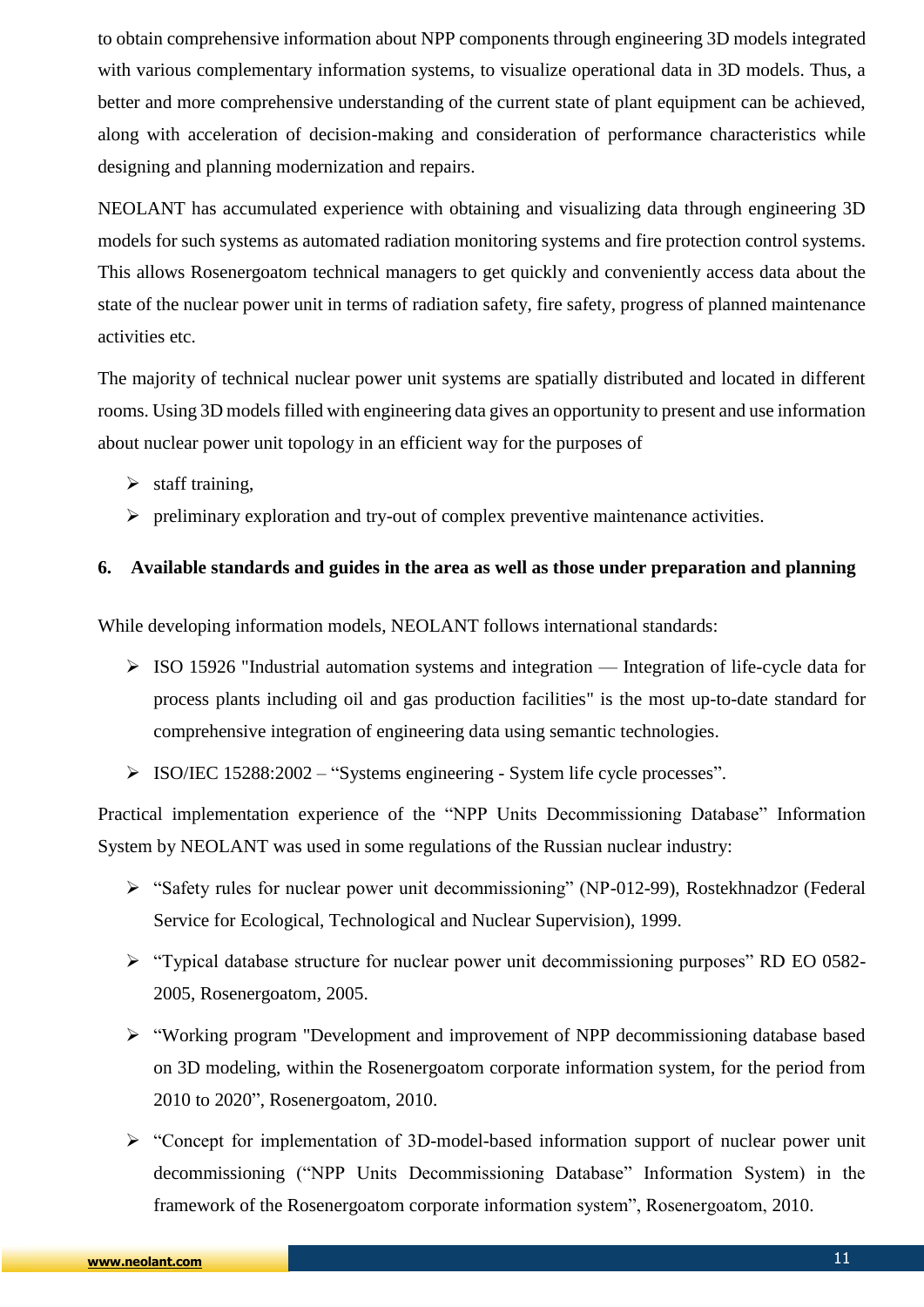to obtain comprehensive information about NPP components through engineering 3D models integrated with various complementary information systems, to visualize operational data in 3D models. Thus, a better and more comprehensive understanding of the current state of plant equipment can be achieved, along with acceleration of decision-making and consideration of performance characteristics while designing and planning modernization and repairs.

NEOLANT has accumulated experience with obtaining and visualizing data through engineering 3D models for such systems as automated radiation monitoring systems and fire protection control systems. This allows Rosenergoatom technical managers to get quickly and conveniently access data about the state of the nuclear power unit in terms of radiation safety, fire safety, progress of planned maintenance activities etc.

The majority of technical nuclear power unit systems are spatially distributed and located in different rooms. Using 3D models filled with engineering data gives an opportunity to present and use information about nuclear power unit topology in an efficient way for the purposes of

- staff training,
- preliminary exploration and try-out of complex preventive maintenance activities.

## 6. Available standards and guides in the area as well as those under preparation and planning

While developing information models, NEOLANT follows international standards:

- ISO 15926 "Industrial automation systems and integration — Integration of life-cycle data for process plants including oil and gas production facilities" is the most up-to-date standard for comprehensive integration of engineering data using semantic technologies.
- ISO/IEC 15288:2002 – "Systems engineering - System life cycle processes".

Practical implementation experience of the "NPP Units Decommissioning Database" Information System by NEOLANT was used in some regulations of the Russian nuclear industry:

- "Safety rules for nuclear power unit decommissioning" (NP-012-99), Rostekhnadzor (Federal Service for Ecological, Technological and Nuclear Supervision), 1999.
- "Typical database structure for nuclear power unit decommissioning purposes" RD EO 0582-2005, Rosenergoatom, 2005.
- "Working program "Development and improvement of NPP decommissioning database based on 3D modeling, within the Rosenergoatom corporate information system, for the period from 2010 to 2020", Rosenergoatom, 2010.
- "Concept for implementation of 3D-model-based information support of nuclear power unit decommissioning ("NPP Units Decommissioning Database" Information System) in the framework of the Rosenergoatom corporate information system", Rosenergoatom, 2010.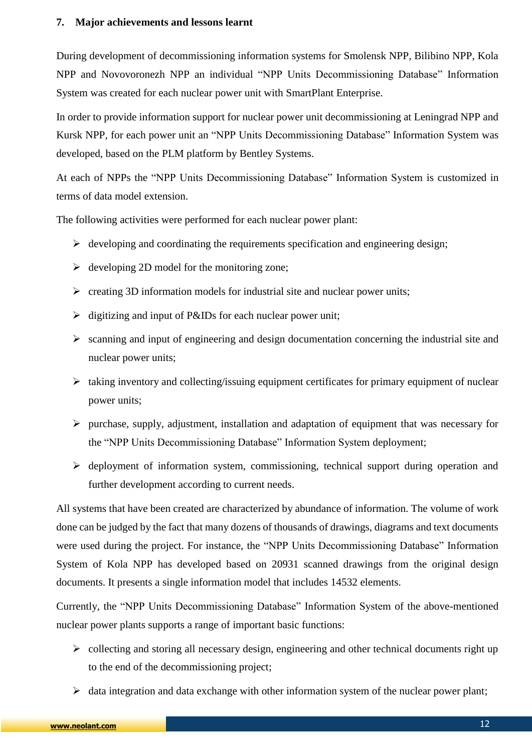## 7. Major achievements and lessons learnt

During development of decommissioning information systems for Smolensk NPP, Bilibino NPP, Kola NPP and Novovoronezh NPP an individual "NPP Units Decommissioning Database" Information System was created for each nuclear power unit with SmartPlant Enterprise.

In order to provide information support for nuclear power unit decommissioning at Leningrad NPP and Kursk NPP, for each power unit an "NPP Units Decommissioning Database" Information System was developed, based on the PLM platform by Bentley Systems.

At each of NPPs the "NPP Units Decommissioning Database" Information System is customized in terms of data model extension.

The following activities were performed for each nuclear power plant:

- developing and coordinating the requirements specification and engineering design;
- developing 2D model for the monitoring zone;
- creating 3D information models for industrial site and nuclear power units;
- digitizing and input of P&IDs for each nuclear power unit;
- scanning and input of engineering and design documentation concerning the industrial site and nuclear power units;
- taking inventory and collecting/issuing equipment certificates for primary equipment of nuclear power units;
- purchase, supply, adjustment, installation and adaptation of equipment that was necessary for the "NPP Units Decommissioning Database" Information System deployment;
- deployment of information system, commissioning, technical support during operation and further development according to current needs.

All systems that have been created are characterized by abundance of information. The volume of work done can be judged by the fact that many dozens of thousands of drawings, diagrams and text documents were used during the project. For instance, the "NPP Units Decommissioning Database" Information System of Kola NPP has developed based on 20931 scanned drawings from the original design documents. It presents a single information model that includes 14532 elements.

Currently, the "NPP Units Decommissioning Database" Information System of the above-mentioned nuclear power plants supports a range of important basic functions:

- collecting and storing all necessary design, engineering and other technical documents right up to the end of the decommissioning project;
- data integration and data exchange with other information system of the nuclear power plant;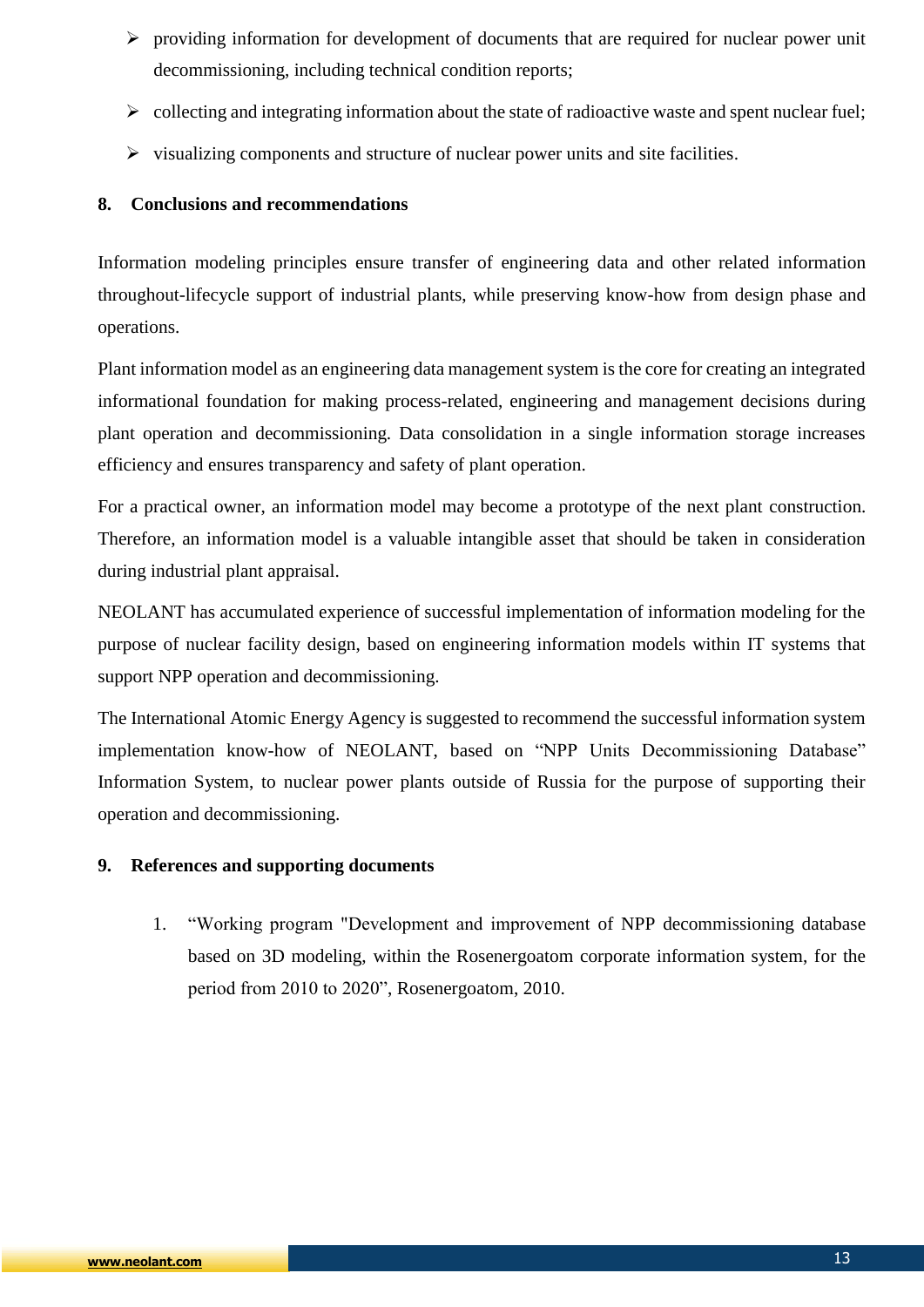- providing information for development of documents that are required for nuclear power unit decommissioning, including technical condition reports;
- collecting and integrating information about the state of radioactive waste and spent nuclear fuel;
- visualizing components and structure of nuclear power units and site facilities.

## 8. Conclusions and recommendations

Information modeling principles ensure transfer of engineering data and other related information throughout-lifecycle support of industrial plants, while preserving know-how from design phase and operations.

Plant information model as an engineering data management system is the core for creating an integrated informational foundation for making process-related, engineering and management decisions during plant operation and decommissioning. Data consolidation in a single information storage increases efficiency and ensures transparency and safety of plant operation.

For a practical owner, an information model may become a prototype of the next plant construction. Therefore, an information model is a valuable intangible asset that should be taken in consideration during industrial plant appraisal.

NEOLANT has accumulated experience of successful implementation of information modeling for the purpose of nuclear facility design, based on engineering information models within IT systems that support NPP operation and decommissioning.

The International Atomic Energy Agency is suggested to recommend the successful information system implementation know-how of NEOLANT, based on "NPP Units Decommissioning Database" Information System, to nuclear power plants outside of Russia for the purpose of supporting their operation and decommissioning.

## 9. References and supporting documents

1. "Working program "Development and improvement of NPP decommissioning database based on 3D modeling, within the Rosenergoatom corporate information system, for the period from 2010 to 2020", Rosenergoatom, 2010.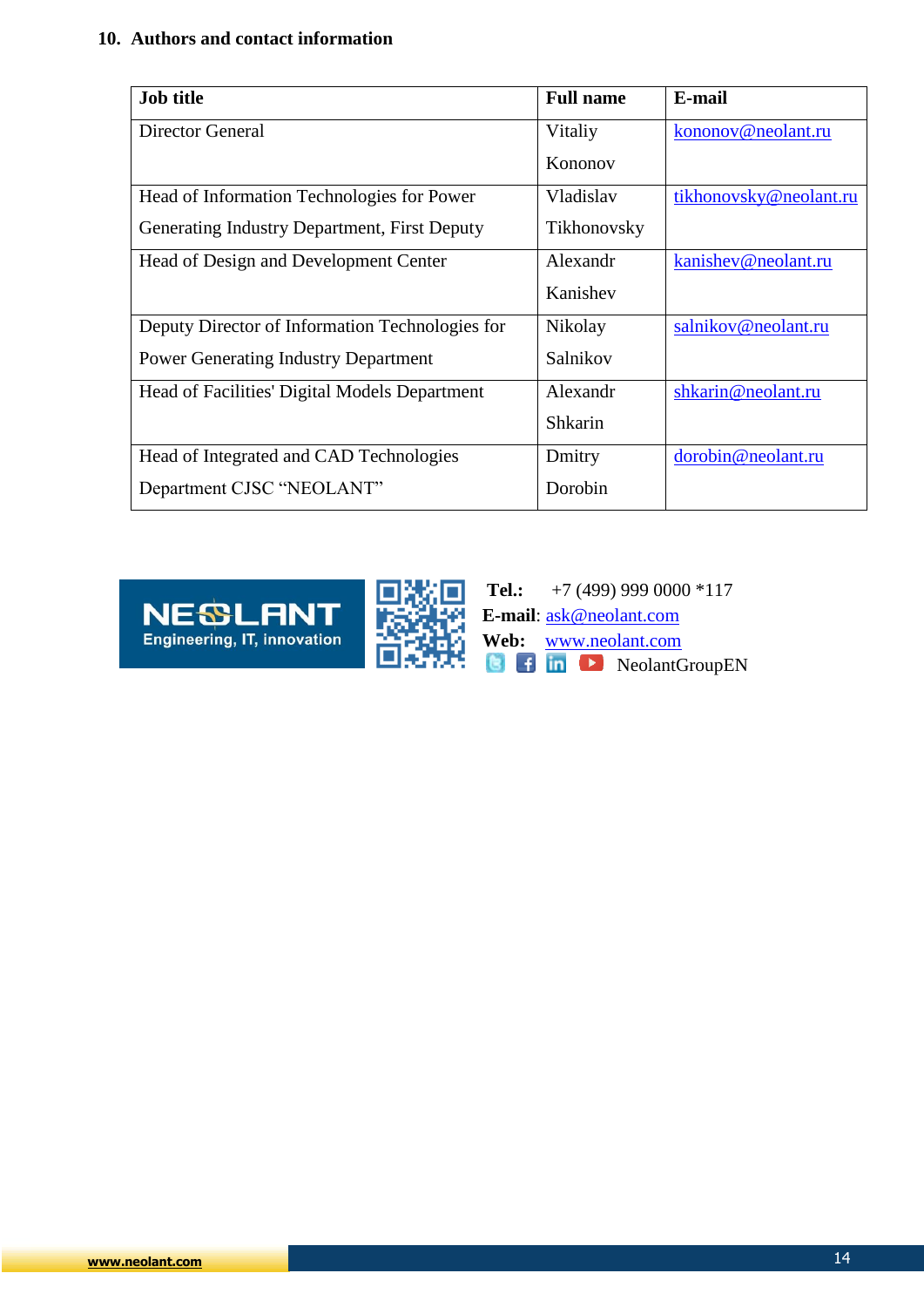## 10. Authors and contact information

| Job title | Full name | E-mail |
|---|---|---|
| Director General | Vitaliy Kononov | kononov@neolant.ru |
| Head of Information Technologies for Power Generating Industry Department, First Deputy | Vladislav Tikhonovsky | tikhonovsky@neolant.ru |
| Head of Design and Development Center | Alexandr Kanishev | kanishev@neolant.ru |
| Deputy Director of Information Technologies for Power Generating Industry Department | Nikolay Salnikov | salnikov@neolant.ru |
| Head of Facilities' Digital Models Department | Alexandr Shkarin | shkarin@neolant.ru |
| Head of Integrated and CAD Technologies Department CJSC "NEOLANT" | Dmitry Dorobin | dorobin@neolant.ru |

NEOLANT
Engineering, IT, innovation

**Tel.:** +7 (499) 999 0000 *117
**E-mail**: ask@neolant.com
**Web:** www.neolant.com
NeolantGroupEN